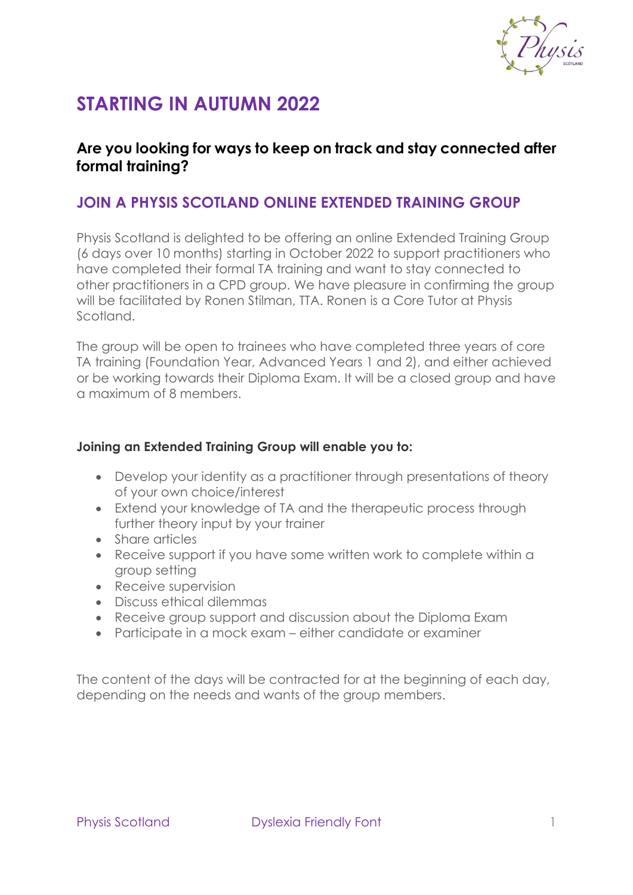# STARTING IN AUTUMN 2022

### Are you looking for ways to keep on track and stay connected after formal training?

## JOIN A PHYSIS SCOTLAND ONLINE EXTENDED TRAINING GROUP

Physis Scotland is delighted to be offering an online Extended Training Group (6 days over 10 months) starting in October 2022 to support practitioners who have completed their formal TA training and want to stay connected to other practitioners in a CPD group. We have pleasure in confirming the group will be facilitated by Ronen Stilman, TTA. Ronen is a Core Tutor at Physis Scotland.

The group will be open to trainees who have completed three years of core TA training (Foundation Year, Advanced Years 1 and 2), and either achieved or be working towards their Diploma Exam. It will be a closed group and have a maximum of 8 members.

**Joining an Extended Training Group will enable you to:**

- Develop your identity as a practitioner through presentations of theory of your own choice/interest
- Extend your knowledge of TA and the therapeutic process through further theory input by your trainer
- Share articles
- Receive support if you have some written work to complete within a group setting
- Receive supervision
- Discuss ethical dilemmas
- Receive group support and discussion about the Diploma Exam
- Participate in a mock exam – either candidate or examiner

The content of the days will be contracted for at the beginning of each day, depending on the needs and wants of the group members.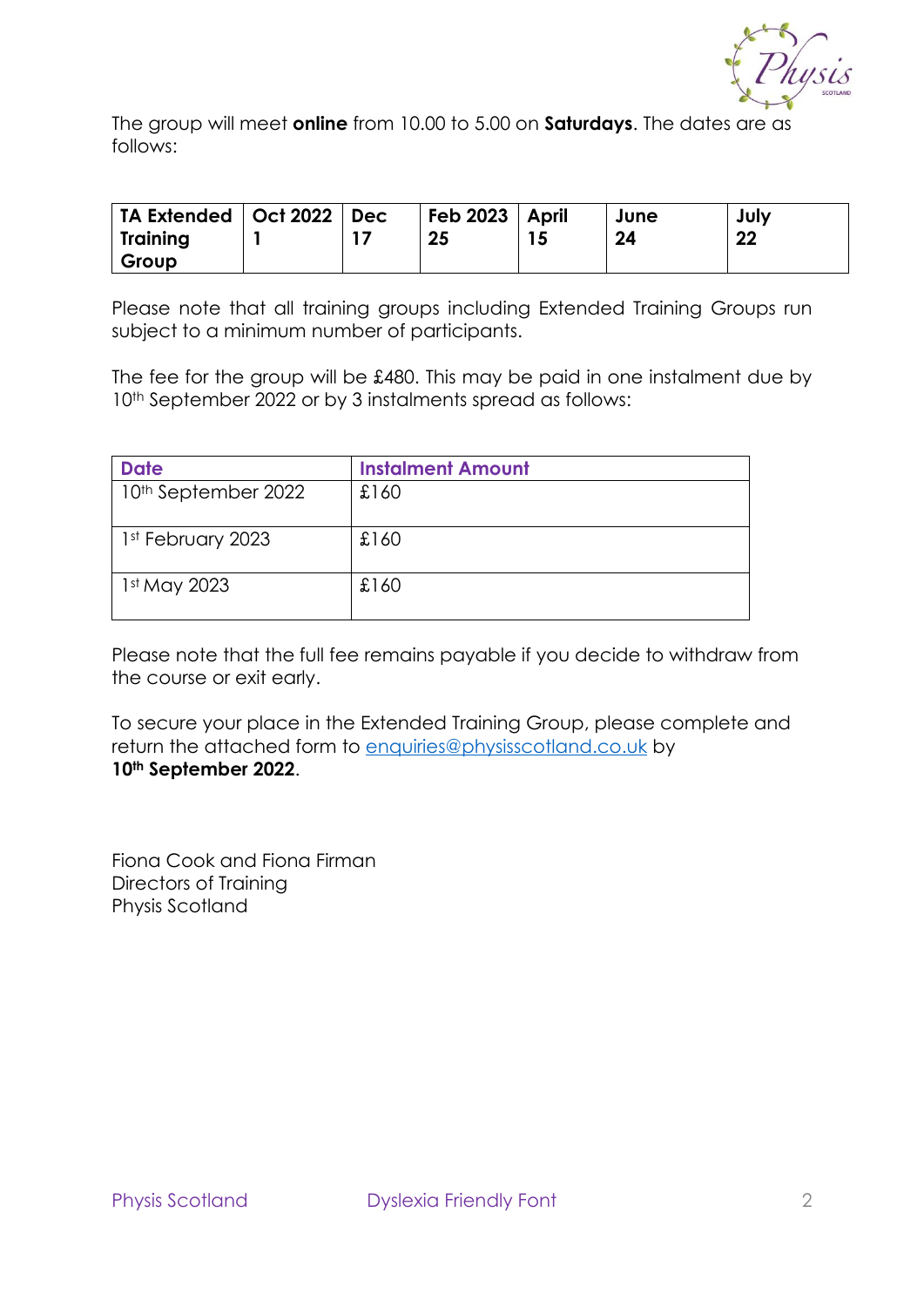The group will meet **online** from 10.00 to 5.00 on **Saturdays**. The dates are as follows:

| **TA Extended Training Group** | **Oct 2022 1** | **Dec 17** | **Feb 2023 25** | **April 15** | **June 24** | **July 22** |
|---|---|---|---|---|---|---|

Please note that all training groups including Extended Training Groups run subject to a minimum number of participants.

The fee for the group will be £480. This may be paid in one instalment due by 10th September 2022 or by 3 instalments spread as follows:

| Date | Instalment Amount |
|---|---|
| 10th September 2022 | £160 |
| 1st February 2023 | £160 |
| 1st May 2023 | £160 |

Please note that the full fee remains payable if you decide to withdraw from the course or exit early.

To secure your place in the Extended Training Group, please complete and return the attached form to enquiries@physisscotland.co.uk by **10th September 2022**.

Fiona Cook and Fiona Firman
Directors of Training
Physis Scotland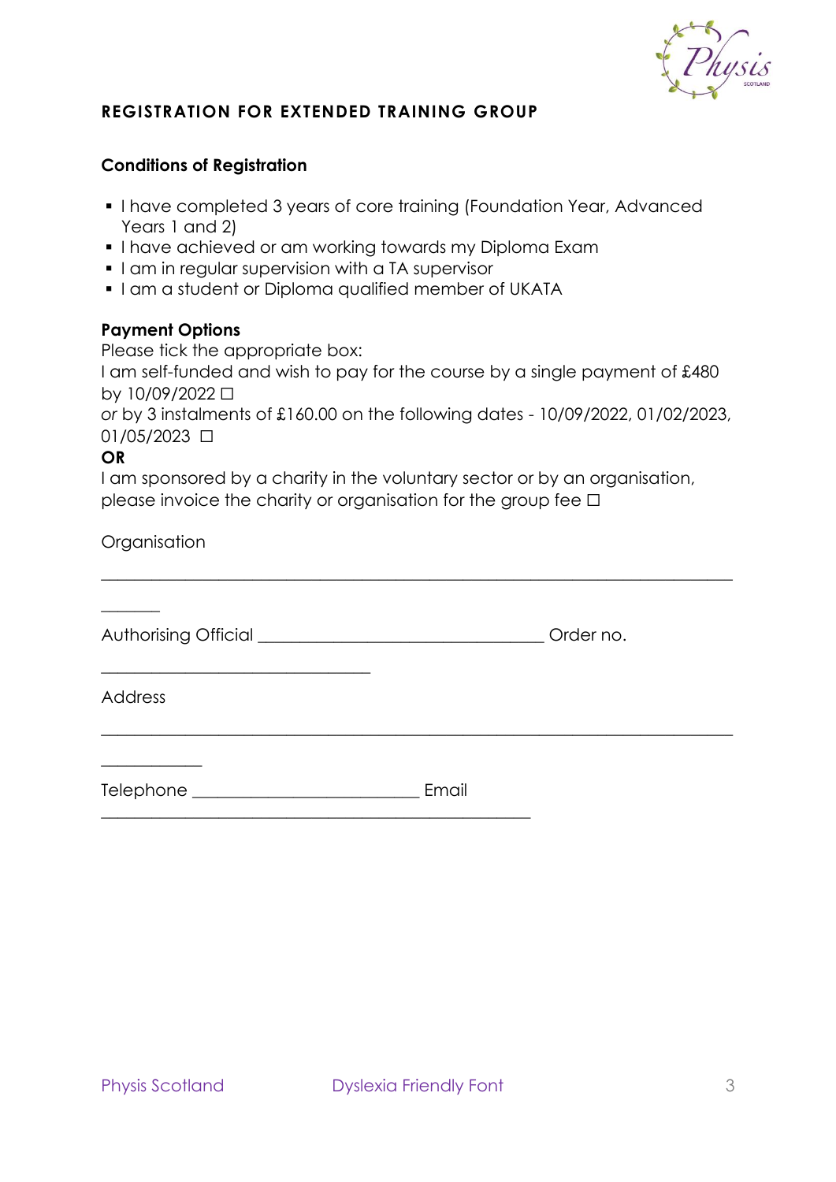## REGISTRATION FOR EXTENDED TRAINING GROUP

**Conditions of Registration**

- I have completed 3 years of core training (Foundation Year, Advanced Years 1 and 2)
- I have achieved or am working towards my Diploma Exam
- I am in regular supervision with a TA supervisor
- I am a student or Diploma qualified member of UKATA

**Payment Options**

Please tick the appropriate box:

I am self-funded and wish to pay for the course by a single payment of £480 by 10/09/2022 ☐

*or* by 3 instalments of £160.00 on the following dates - 10/09/2022, 01/02/2023, 01/05/2023 ☐

**OR**

I am sponsored by a charity in the voluntary sector or by an organisation, please invoice the charity or organisation for the group fee ☐

Organisation ______________________________________________________________________

Authorising Official __________________________________ Order no. ________________________________

Address __________________________________________________________________________

Telephone ___________________________ Email ___________________________________________________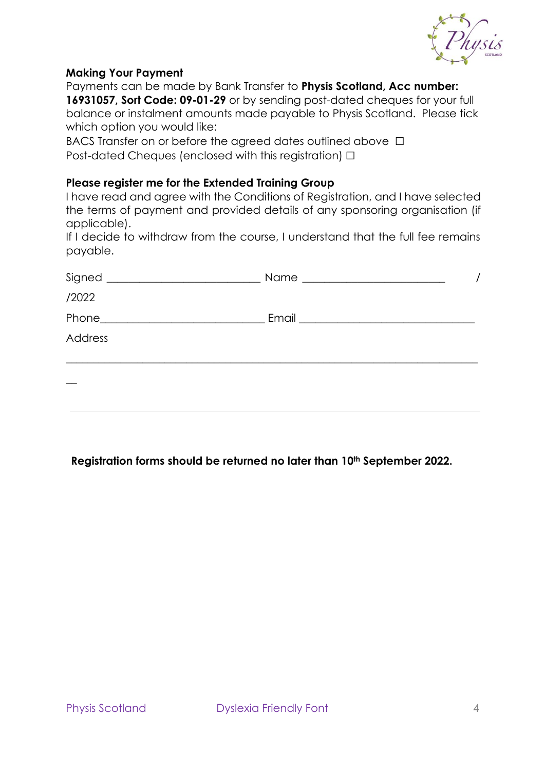**Making Your Payment**

Payments can be made by Bank Transfer to **Physis Scotland, Acc number: 16931057, Sort Code: 09-01-29** or by sending post-dated cheques for your full balance or instalment amounts made payable to Physis Scotland. Please tick which option you would like:

BACS Transfer on or before the agreed dates outlined above ☐

Post-dated Cheques (enclosed with this registration) ☐

**Please register me for the Extended Training Group**

I have read and agree with the Conditions of Registration, and I have selected the terms of payment and provided details of any sponsoring organisation (if applicable).

If I decide to withdraw from the course, I understand that the full fee remains payable.

Signed ___________________________ Name _________________________ /

/2022

Phone____________________________ Email _______________________________

Address

________________________________________________________________________

__

________________________________________________________________________

**Registration forms should be returned no later than 10th September 2022.**